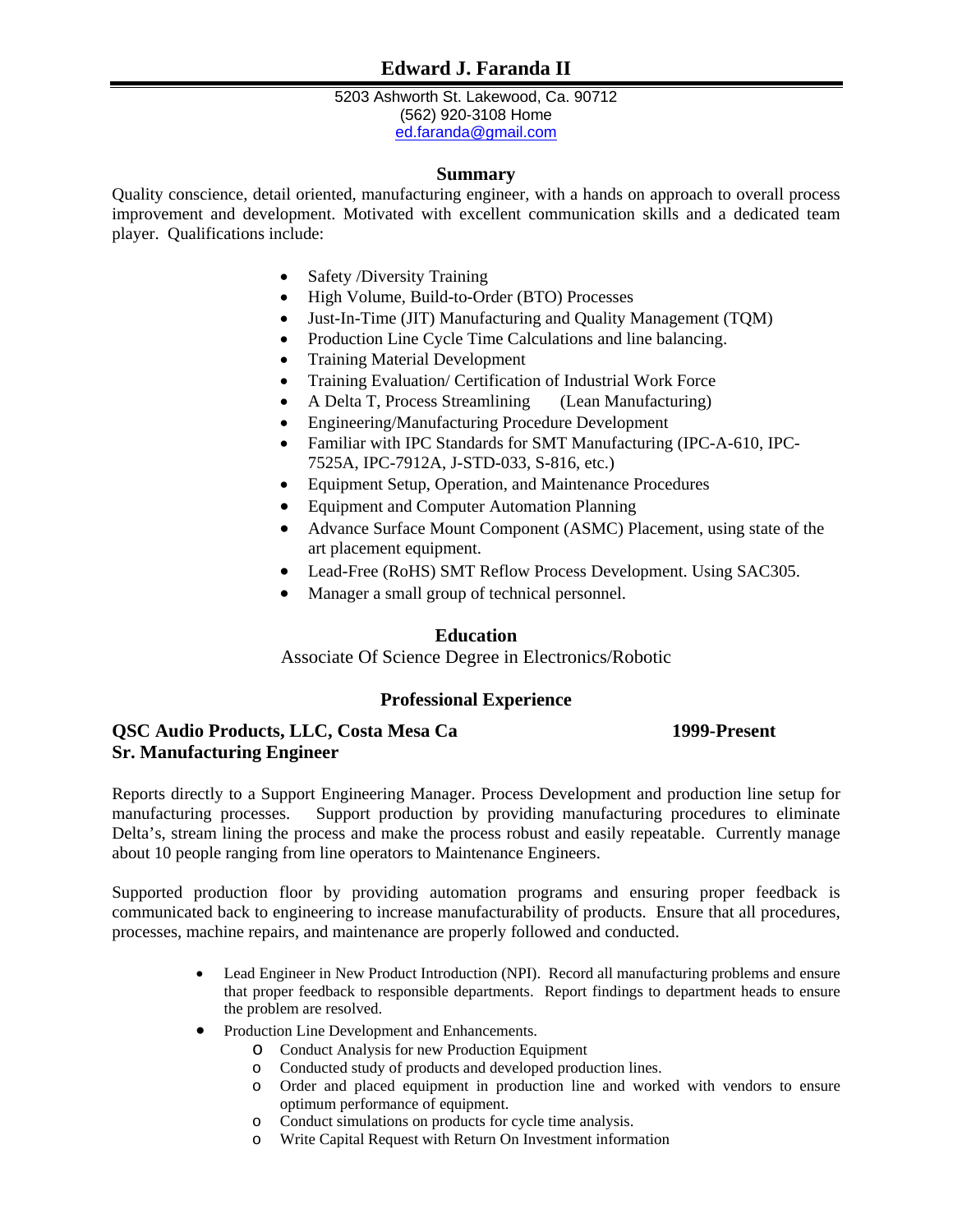# Edward J. Faranda II

5203 Ashworth St. Lakewood, Ca. 90712
(562) 920-3108 Home
ed.faranda@gmail.com

## Summary

Quality conscience, detail oriented, manufacturing engineer, with a hands on approach to overall process improvement and development. Motivated with excellent communication skills and a dedicated team player. Qualifications include:

- Safety /Diversity Training
- High Volume, Build-to-Order (BTO) Processes
- Just-In-Time (JIT) Manufacturing and Quality Management (TQM)
- Production Line Cycle Time Calculations and line balancing.
- Training Material Development
- Training Evaluation/ Certification of Industrial Work Force
- A Delta T, Process Streamlining (Lean Manufacturing)
- Engineering/Manufacturing Procedure Development
- Familiar with IPC Standards for SMT Manufacturing (IPC-A-610, IPC-7525A, IPC-7912A, J-STD-033, S-816, etc.)
- Equipment Setup, Operation, and Maintenance Procedures
- Equipment and Computer Automation Planning
- Advance Surface Mount Component (ASMC) Placement, using state of the art placement equipment.
- Lead-Free (RoHS) SMT Reflow Process Development. Using SAC305.
- Manager a small group of technical personnel.

## Education

Associate Of Science Degree in Electronics/Robotic

## Professional Experience

**QSC Audio Products, LLC, Costa Mesa Ca** **1999-Present**
**Sr. Manufacturing Engineer**

Reports directly to a Support Engineering Manager. Process Development and production line setup for manufacturing processes. Support production by providing manufacturing procedures to eliminate Delta's, stream lining the process and make the process robust and easily repeatable. Currently manage about 10 people ranging from line operators to Maintenance Engineers.

Supported production floor by providing automation programs and ensuring proper feedback is communicated back to engineering to increase manufacturability of products. Ensure that all procedures, processes, machine repairs, and maintenance are properly followed and conducted.

- Lead Engineer in New Product Introduction (NPI). Record all manufacturing problems and ensure that proper feedback to responsible departments. Report findings to department heads to ensure the problem are resolved.
- Production Line Development and Enhancements.
  - Conduct Analysis for new Production Equipment
  - Conducted study of products and developed production lines.
  - Order and placed equipment in production line and worked with vendors to ensure optimum performance of equipment.
  - Conduct simulations on products for cycle time analysis.
  - Write Capital Request with Return On Investment information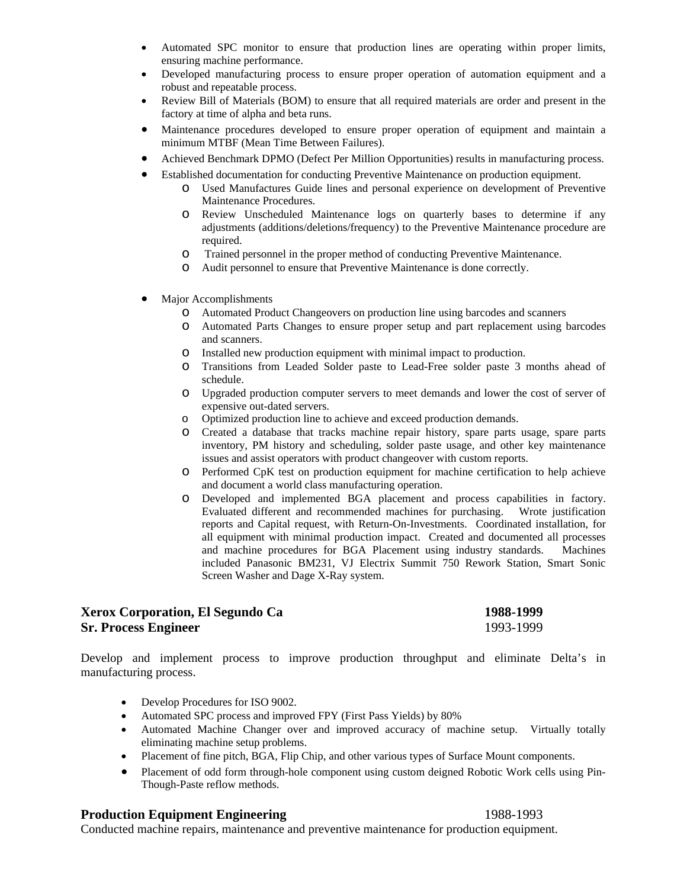- Automated SPC monitor to ensure that production lines are operating within proper limits, ensuring machine performance.
- Developed manufacturing process to ensure proper operation of automation equipment and a robust and repeatable process.
- Review Bill of Materials (BOM) to ensure that all required materials are order and present in the factory at time of alpha and beta runs.
- Maintenance procedures developed to ensure proper operation of equipment and maintain a minimum MTBF (Mean Time Between Failures).
- Achieved Benchmark DPMO (Defect Per Million Opportunities) results in manufacturing process.
- Established documentation for conducting Preventive Maintenance on production equipment.
  - Used Manufactures Guide lines and personal experience on development of Preventive Maintenance Procedures.
  - Review Unscheduled Maintenance logs on quarterly bases to determine if any adjustments (additions/deletions/frequency) to the Preventive Maintenance procedure are required.
  - Trained personnel in the proper method of conducting Preventive Maintenance.
  - Audit personnel to ensure that Preventive Maintenance is done correctly.

- Major Accomplishments
  - Automated Product Changeovers on production line using barcodes and scanners
  - Automated Parts Changes to ensure proper setup and part replacement using barcodes and scanners.
  - Installed new production equipment with minimal impact to production.
  - Transitions from Leaded Solder paste to Lead-Free solder paste 3 months ahead of schedule.
  - Upgraded production computer servers to meet demands and lower the cost of server of expensive out-dated servers.
  - Optimized production line to achieve and exceed production demands.
  - Created a database that tracks machine repair history, spare parts usage, spare parts inventory, PM history and scheduling, solder paste usage, and other key maintenance issues and assist operators with product changeover with custom reports.
  - Performed CpK test on production equipment for machine certification to help achieve and document a world class manufacturing operation.
  - Developed and implemented BGA placement and process capabilities in factory. Evaluated different and recommended machines for purchasing. Wrote justification reports and Capital request, with Return-On-Investments. Coordinated installation, for all equipment with minimal production impact. Created and documented all processes and machine procedures for BGA Placement using industry standards. Machines included Panasonic BM231, VJ Electrix Summit 750 Rework Station, Smart Sonic Screen Washer and Dage X-Ray system.

**Xerox Corporation, El Segundo Ca** **1988-1999**
**Sr. Process Engineer** 1993-1999

Develop and implement process to improve production throughput and eliminate Delta's in manufacturing process.

- Develop Procedures for ISO 9002.
- Automated SPC process and improved FPY (First Pass Yields) by 80%
- Automated Machine Changer over and improved accuracy of machine setup. Virtually totally eliminating machine setup problems.
- Placement of fine pitch, BGA, Flip Chip, and other various types of Surface Mount components.
- Placement of odd form through-hole component using custom deigned Robotic Work cells using Pin-Though-Paste reflow methods.

**Production Equipment Engineering** 1988-1993
Conducted machine repairs, maintenance and preventive maintenance for production equipment.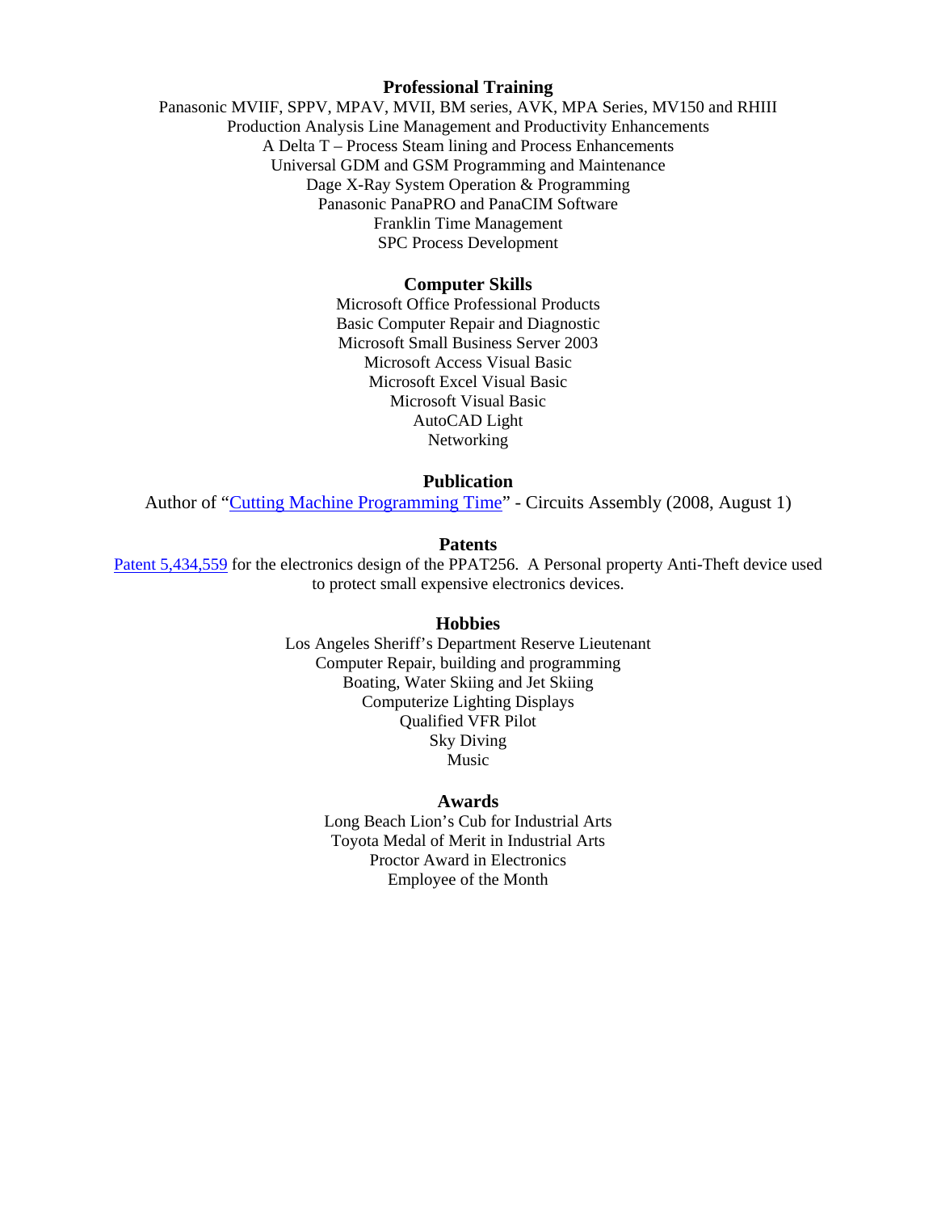## Professional Training

Panasonic MVIIF, SPPV, MPAV, MVII, BM series, AVK, MPA Series, MV150 and RHIII
Production Analysis Line Management and Productivity Enhancements
A Delta T – Process Steam lining and Process Enhancements
Universal GDM and GSM Programming and Maintenance
Dage X-Ray System Operation & Programming
Panasonic PanaPRO and PanaCIM Software
Franklin Time Management
SPC Process Development

## Computer Skills

Microsoft Office Professional Products
Basic Computer Repair and Diagnostic
Microsoft Small Business Server 2003
Microsoft Access Visual Basic
Microsoft Excel Visual Basic
Microsoft Visual Basic
AutoCAD Light
Networking

## Publication

Author of "Cutting Machine Programming Time" - Circuits Assembly (2008, August 1)

## Patents

Patent 5,434,559 for the electronics design of the PPAT256. A Personal property Anti-Theft device used to protect small expensive electronics devices.

## Hobbies

Los Angeles Sheriff's Department Reserve Lieutenant
Computer Repair, building and programming
Boating, Water Skiing and Jet Skiing
Computerize Lighting Displays
Qualified VFR Pilot
Sky Diving
Music

## Awards

Long Beach Lion's Cub for Industrial Arts
Toyota Medal of Merit in Industrial Arts
Proctor Award in Electronics
Employee of the Month